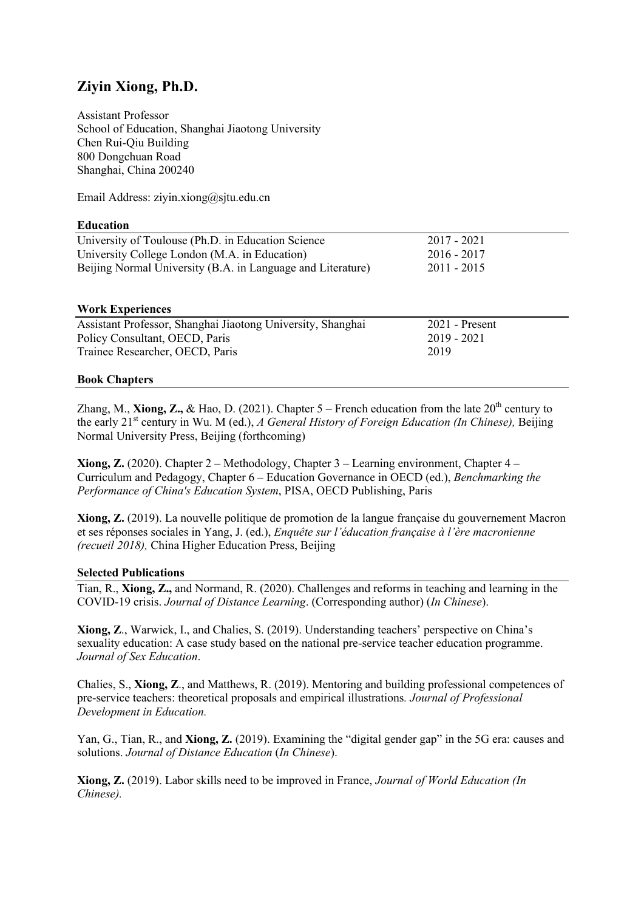# Ziyin Xiong, Ph.D.

Assistant Professor
School of Education, Shanghai Jiaotong University
Chen Rui-Qiu Building
800 Dongchuan Road
Shanghai, China 200240

Email Address: ziyin.xiong@sjtu.edu.cn

## Education

| | |
|---|---|
| University of Toulouse (Ph.D. in Education Science | 2017 - 2021 |
| University College London (M.A. in Education) | 2016 - 2017 |
| Beijing Normal University (B.A. in Language and Literature) | 2011 - 2015 |

## Work Experiences

| | |
|---|---|
| Assistant Professor, Shanghai Jiaotong University, Shanghai | 2021 - Present |
| Policy Consultant, OECD, Paris | 2019 - 2021 |
| Trainee Researcher, OECD, Paris | 2019 |

## Book Chapters

Zhang, M., **Xiong, Z.,** & Hao, D. (2021). Chapter 5 – French education from the late 20th century to the early 21st century in Wu. M (ed.), *A General History of Foreign Education (In Chinese),* Beijing Normal University Press, Beijing (forthcoming)

**Xiong, Z.** (2020). Chapter 2 – Methodology, Chapter 3 – Learning environment, Chapter 4 – Curriculum and Pedagogy, Chapter 6 – Education Governance in OECD (ed.), *Benchmarking the Performance of China's Education System*, PISA, OECD Publishing, Paris

**Xiong, Z.** (2019). La nouvelle politique de promotion de la langue française du gouvernement Macron et ses réponses sociales in Yang, J. (ed.), *Enquête sur l'éducation française à l'ère macronienne (recueil 2018),* China Higher Education Press, Beijing

## Selected Publications

Tian, R., **Xiong, Z.,** and Normand, R. (2020). Challenges and reforms in teaching and learning in the COVID-19 crisis. *Journal of Distance Learning*. (Corresponding author) (*In Chinese*).

**Xiong, Z**., Warwick, I., and Chalies, S. (2019). Understanding teachers' perspective on China's sexuality education: A case study based on the national pre-service teacher education programme. *Journal of Sex Education*.

Chalies, S., **Xiong, Z**., and Matthews, R. (2019). Mentoring and building professional competences of pre-service teachers: theoretical proposals and empirical illustrations*. Journal of Professional Development in Education.*

Yan, G., Tian, R., and **Xiong, Z.** (2019). Examining the "digital gender gap" in the 5G era: causes and solutions. *Journal of Distance Education* (*In Chinese*).

**Xiong, Z.** (2019). Labor skills need to be improved in France, *Journal of World Education (In Chinese).*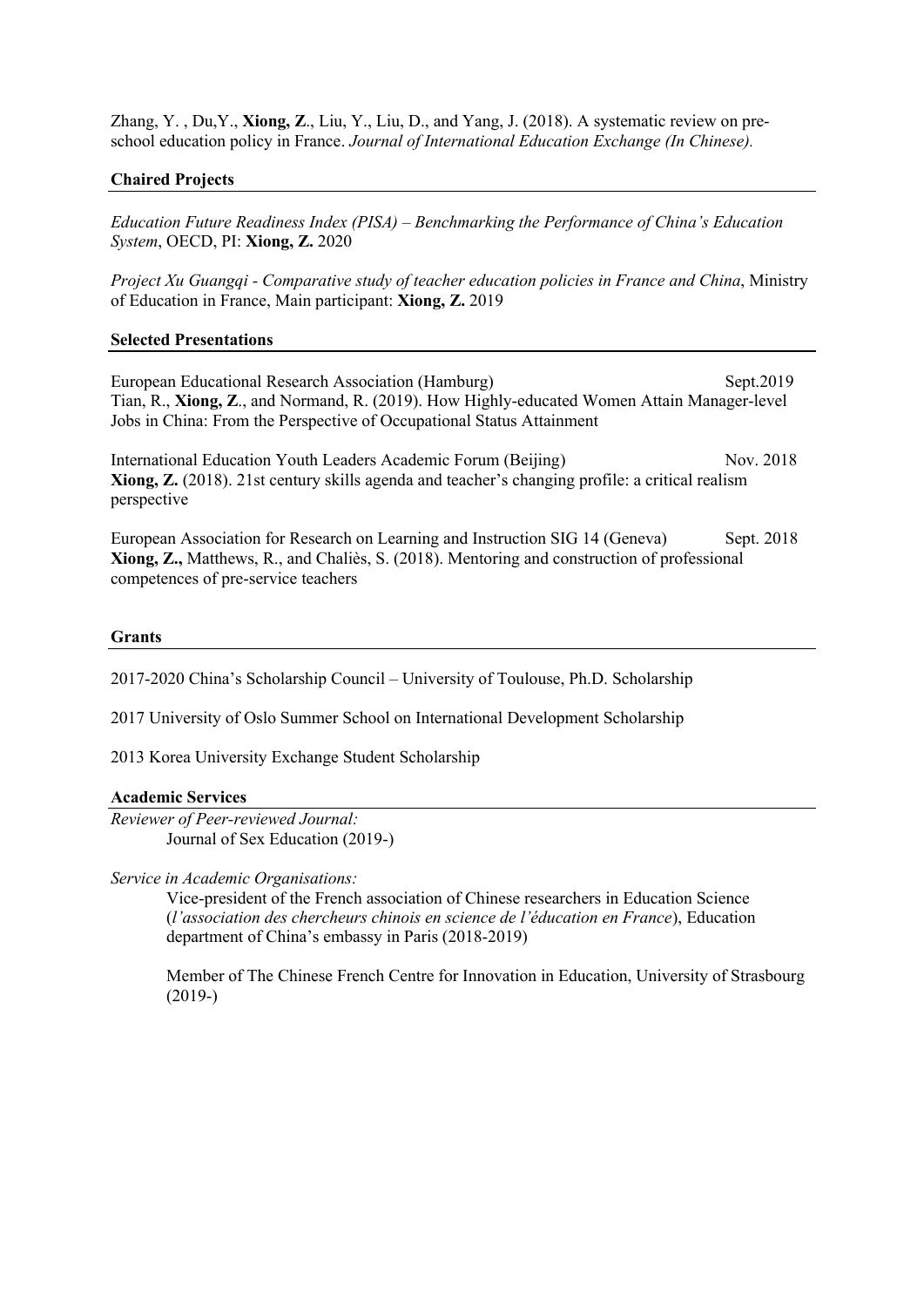Zhang, Y. , Du,Y., **Xiong, Z**., Liu, Y., Liu, D., and Yang, J. (2018). A systematic review on pre-school education policy in France. *Journal of International Education Exchange (In Chinese).*

## Chaired Projects

*Education Future Readiness Index (PISA) – Benchmarking the Performance of China's Education System*, OECD, PI: **Xiong, Z.** 2020

*Project Xu Guangqi - Comparative study of teacher education policies in France and China*, Ministry of Education in France, Main participant: **Xiong, Z.** 2019

## Selected Presentations

European Educational Research Association (Hamburg) Sept.2019
Tian, R., **Xiong, Z**., and Normand, R. (2019). How Highly-educated Women Attain Manager-level Jobs in China: From the Perspective of Occupational Status Attainment

International Education Youth Leaders Academic Forum (Beijing) Nov. 2018
**Xiong, Z.** (2018). 21st century skills agenda and teacher's changing profile: a critical realism perspective

European Association for Research on Learning and Instruction SIG 14 (Geneva) Sept. 2018
**Xiong, Z.,** Matthews, R., and Chaliès, S. (2018). Mentoring and construction of professional competences of pre-service teachers

## Grants

2017-2020 China's Scholarship Council – University of Toulouse, Ph.D. Scholarship

2017 University of Oslo Summer School on International Development Scholarship

2013 Korea University Exchange Student Scholarship

## Academic Services

*Reviewer of Peer-reviewed Journal:*

Journal of Sex Education (2019-)

*Service in Academic Organisations:*

Vice-president of the French association of Chinese researchers in Education Science (*l'association des chercheurs chinois en science de l'éducation en France*), Education department of China's embassy in Paris (2018-2019)

Member of The Chinese French Centre for Innovation in Education, University of Strasbourg (2019-)